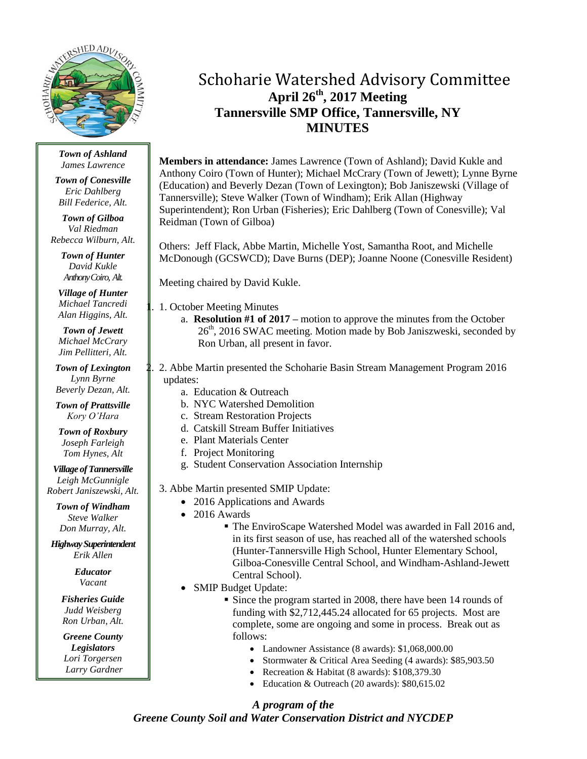# Schoharie Watershed Advisory Committee

**April 26th, 2017 Meeting**
**Tannersville SMP Office, Tannersville, NY**
**MINUTES**

***Town of Ashland***
*James Lawrence*

***Town of Conesville***
*Eric Dahlberg*
*Bill Federice, Alt.*

***Town of Gilboa***
*Val Riedman*
*Rebecca Wilburn, Alt.*

***Town of Hunter***
*David Kukle*
*Anthony Coiro, Alt.*

***Village of Hunter***
*Michael Tancredi*
*Alan Higgins, Alt.*

***Town of Jewett***
*Michael McCrary*
*Jim Pellitteri, Alt.*

***Town of Lexington***
*Lynn Byrne*
*Beverly Dezan, Alt.*

***Town of Prattsville***
*Kory O'Hara*

***Town of Roxbury***
*Joseph Farleigh*
*Tom Hynes, Alt*

***Village of Tannersville***
*Leigh McGunnigle*
*Robert Janiszewski, Alt.*

***Town of Windham***
*Steve Walker*
*Don Murray, Alt.*

***Highway Superintendent***
*Erik Allen*

***Educator***
*Vacant*

***Fisheries Guide***
*Judd Weisberg*
*Ron Urban, Alt.*

***Greene County Legislators***
*Lori Torgersen*
*Larry Gardner*

**Members in attendance:** James Lawrence (Town of Ashland); David Kukle and Anthony Coiro (Town of Hunter); Michael McCrary (Town of Jewett); Lynne Byrne (Education) and Beverly Dezan (Town of Lexington); Bob Janiszewski (Village of Tannersville); Steve Walker (Town of Windham); Erik Allan (Highway Superintendent); Ron Urban (Fisheries); Eric Dahlberg (Town of Conesville); Val Reidman (Town of Gilboa)

Others: Jeff Flack, Abbe Martin, Michelle Yost, Samantha Root, and Michelle McDonough (GCSWCD); Dave Burns (DEP); Joanne Noone (Conesville Resident)

Meeting chaired by David Kukle.

1. October Meeting Minutes
   a. **Resolution #1 of 2017 –** motion to approve the minutes from the October 26th, 2016 SWAC meeting. Motion made by Bob Janiszweski, seconded by Ron Urban, all present in favor.

2. Abbe Martin presented the Schoharie Basin Stream Management Program 2016 updates:
   a. Education & Outreach
   b. NYC Watershed Demolition
   c. Stream Restoration Projects
   d. Catskill Stream Buffer Initiatives
   e. Plant Materials Center
   f. Project Monitoring
   g. Student Conservation Association Internship

3. Abbe Martin presented SMIP Update:
   - 2016 Applications and Awards
   - 2016 Awards
     - The EnviroScape Watershed Model was awarded in Fall 2016 and, in its first season of use, has reached all of the watershed schools (Hunter-Tannersville High School, Hunter Elementary School, Gilboa-Conesville Central School, and Windham-Ashland-Jewett Central School).
   - SMIP Budget Update:
     - Since the program started in 2008, there have been 14 rounds of funding with $2,712,445.24 allocated for 65 projects. Most are complete, some are ongoing and some in process. Break out as follows:
       - Landowner Assistance (8 awards): $1,068,000.00
       - Stormwater & Critical Area Seeding (4 awards): $85,903.50
       - Recreation & Habitat (8 awards): $108,379.30
       - Education & Outreach (20 awards): $80,615.02

***A program of the Greene County Soil and Water Conservation District and NYCDEP***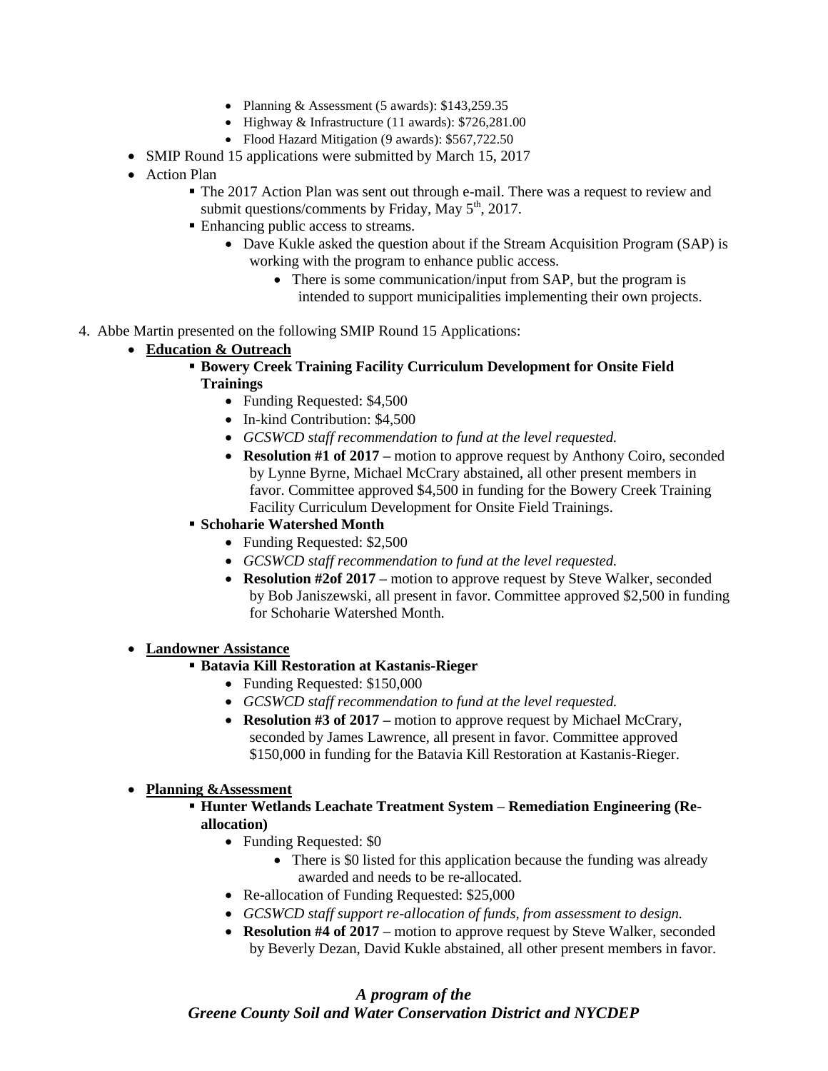- Planning & Assessment (5 awards): $143,259.35
    - Highway & Infrastructure (11 awards): $726,281.00
    - Flood Hazard Mitigation (9 awards): $567,722.50
- SMIP Round 15 applications were submitted by March 15, 2017
- Action Plan
    - The 2017 Action Plan was sent out through e-mail. There was a request to review and submit questions/comments by Friday, May 5th, 2017.
    - Enhancing public access to streams.
        - Dave Kukle asked the question about if the Stream Acquisition Program (SAP) is working with the program to enhance public access.
            - There is some communication/input from SAP, but the program is intended to support municipalities implementing their own projects.

4. Abbe Martin presented on the following SMIP Round 15 Applications:
    - **Education & Outreach**
        - **Bowery Creek Training Facility Curriculum Development for Onsite Field Trainings**
            - Funding Requested: $4,500
            - In-kind Contribution: $4,500
            - *GCSWCD staff recommendation to fund at the level requested.*
            - **Resolution #1 of 2017 –** motion to approve request by Anthony Coiro, seconded by Lynne Byrne, Michael McCrary abstained, all other present members in favor. Committee approved $4,500 in funding for the Bowery Creek Training Facility Curriculum Development for Onsite Field Trainings.
        - **Schoharie Watershed Month**
            - Funding Requested: $2,500
            - *GCSWCD staff recommendation to fund at the level requested.*
            - **Resolution #2of 2017 –** motion to approve request by Steve Walker, seconded by Bob Janiszewski, all present in favor. Committee approved $2,500 in funding for Schoharie Watershed Month.

    - **Landowner Assistance**
        - **Batavia Kill Restoration at Kastanis-Rieger**
            - Funding Requested: $150,000
            - *GCSWCD staff recommendation to fund at the level requested.*
            - **Resolution #3 of 2017 –** motion to approve request by Michael McCrary, seconded by James Lawrence, all present in favor. Committee approved $150,000 in funding for the Batavia Kill Restoration at Kastanis-Rieger.

    - **Planning &Assessment**
        - **Hunter Wetlands Leachate Treatment System – Remediation Engineering (Re-allocation)**
            - Funding Requested: $0
                - There is $0 listed for this application because the funding was already awarded and needs to be re-allocated.
            - Re-allocation of Funding Requested: $25,000
            - *GCSWCD staff support re-allocation of funds, from assessment to design.*
            - **Resolution #4 of 2017 –** motion to approve request by Steve Walker, seconded by Beverly Dezan, David Kukle abstained, all other present members in favor.

***A program of the***
***Greene County Soil and Water Conservation District and NYCDEP***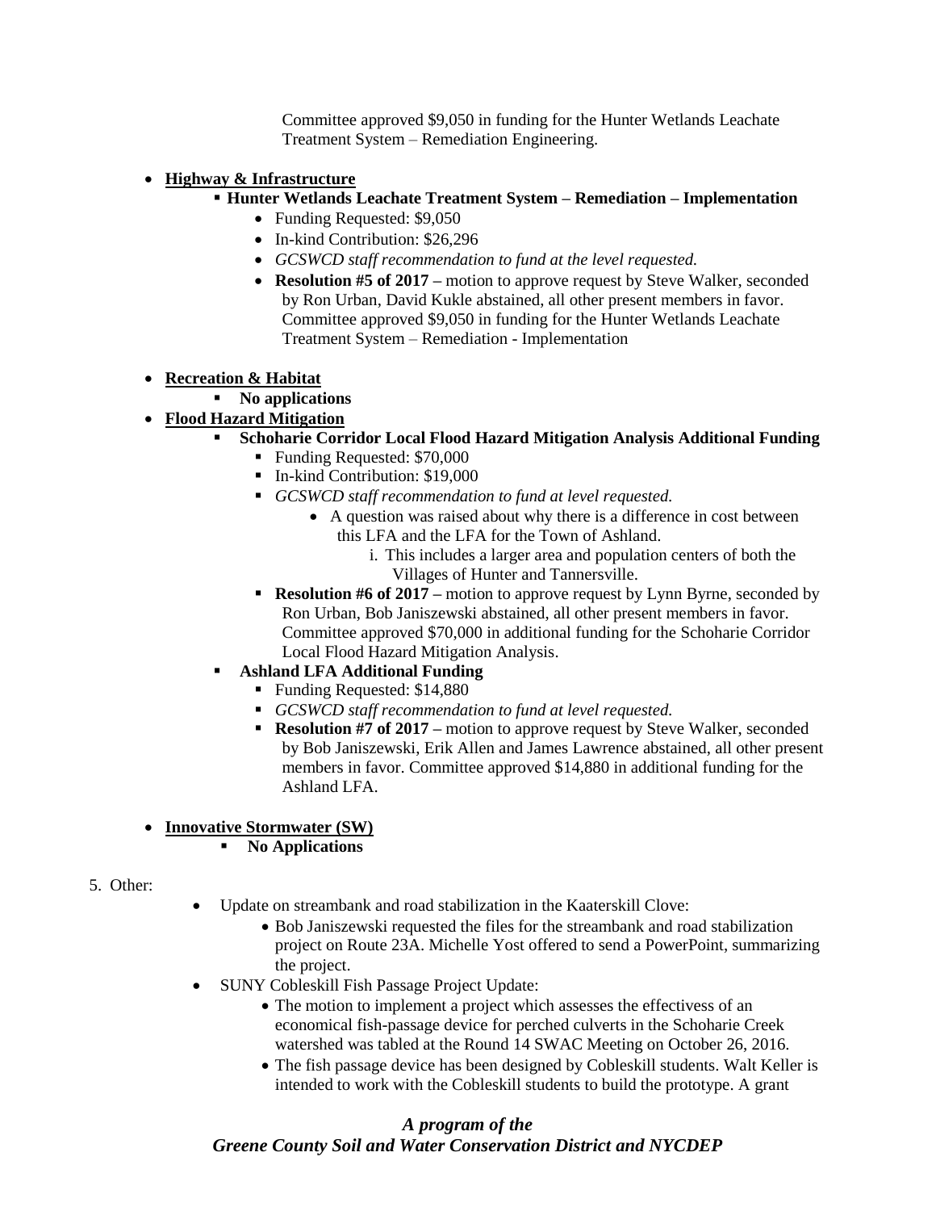Committee approved $9,050 in funding for the Hunter Wetlands Leachate Treatment System – Remediation Engineering.

- **Highway & Infrastructure**
  - **Hunter Wetlands Leachate Treatment System – Remediation – Implementation**
    - Funding Requested: $9,050
    - In-kind Contribution: $26,296
    - *GCSWCD staff recommendation to fund at the level requested.*
    - **Resolution #5 of 2017 –** motion to approve request by Steve Walker, seconded by Ron Urban, David Kukle abstained, all other present members in favor. Committee approved $9,050 in funding for the Hunter Wetlands Leachate Treatment System – Remediation - Implementation

- **Recreation & Habitat**
  - **No applications**
- **Flood Hazard Mitigation**
  - **Schoharie Corridor Local Flood Hazard Mitigation Analysis Additional Funding**
    - Funding Requested: $70,000
    - In-kind Contribution: $19,000
    - *GCSWCD staff recommendation to fund at level requested.*
      - A question was raised about why there is a difference in cost between this LFA and the LFA for the Town of Ashland.
        1. This includes a larger area and population centers of both the Villages of Hunter and Tannersville.
    - **Resolution #6 of 2017 –** motion to approve request by Lynn Byrne, seconded by Ron Urban, Bob Janiszewski abstained, all other present members in favor. Committee approved $70,000 in additional funding for the Schoharie Corridor Local Flood Hazard Mitigation Analysis.
  - **Ashland LFA Additional Funding**
    - Funding Requested: $14,880
    - *GCSWCD staff recommendation to fund at level requested.*
    - **Resolution #7 of 2017 –** motion to approve request by Steve Walker, seconded by Bob Janiszewski, Erik Allen and James Lawrence abstained, all other present members in favor. Committee approved $14,880 in additional funding for the Ashland LFA.

- **Innovative Stormwater (SW)**
  - **No Applications**

5. Other:
   - Update on streambank and road stabilization in the Kaaterskill Clove:
     - Bob Janiszewski requested the files for the streambank and road stabilization project on Route 23A. Michelle Yost offered to send a PowerPoint, summarizing the project.
   - SUNY Cobleskill Fish Passage Project Update:
     - The motion to implement a project which assesses the effectivess of an economical fish-passage device for perched culverts in the Schoharie Creek watershed was tabled at the Round 14 SWAC Meeting on October 26, 2016.
     - The fish passage device has been designed by Cobleskill students. Walt Keller is intended to work with the Cobleskill students to build the prototype. A grant

***A program of the Greene County Soil and Water Conservation District and NYCDEP***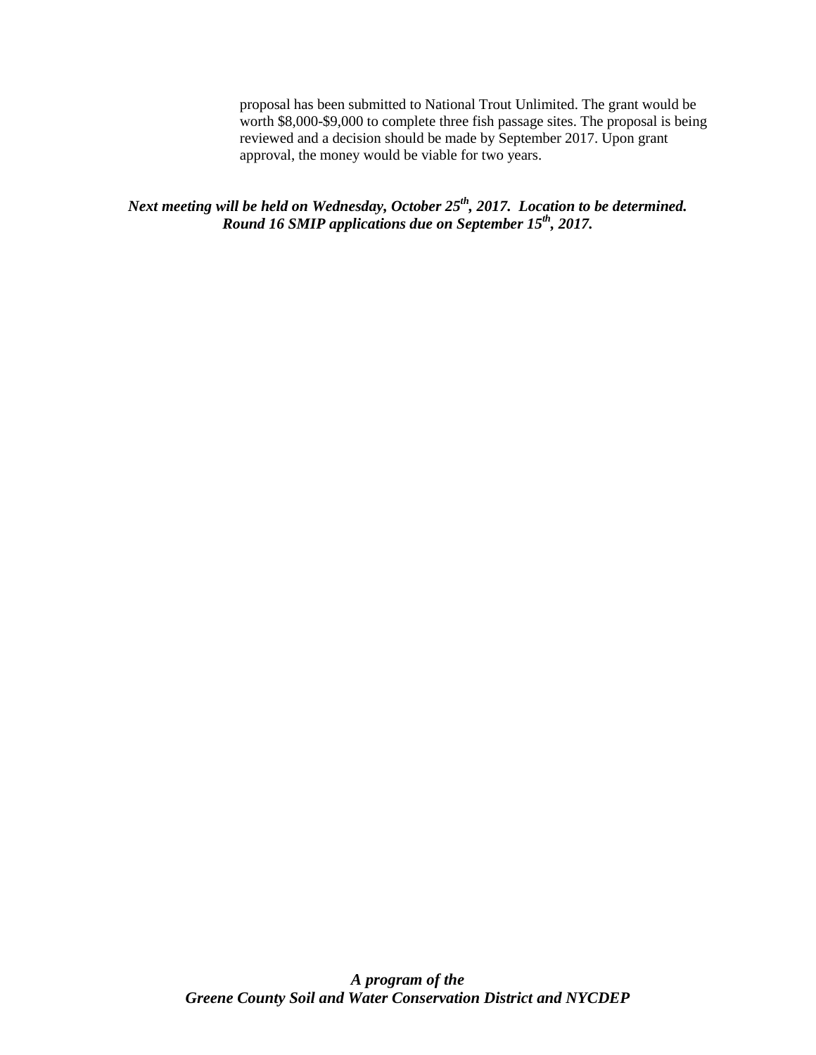proposal has been submitted to National Trout Unlimited. The grant would be worth $8,000-$9,000 to complete three fish passage sites. The proposal is being reviewed and a decision should be made by September 2017. Upon grant approval, the money would be viable for two years.

***Next meeting will be held on Wednesday, October 25th, 2017. Location to be determined.***
***Round 16 SMIP applications due on September 15th, 2017.***